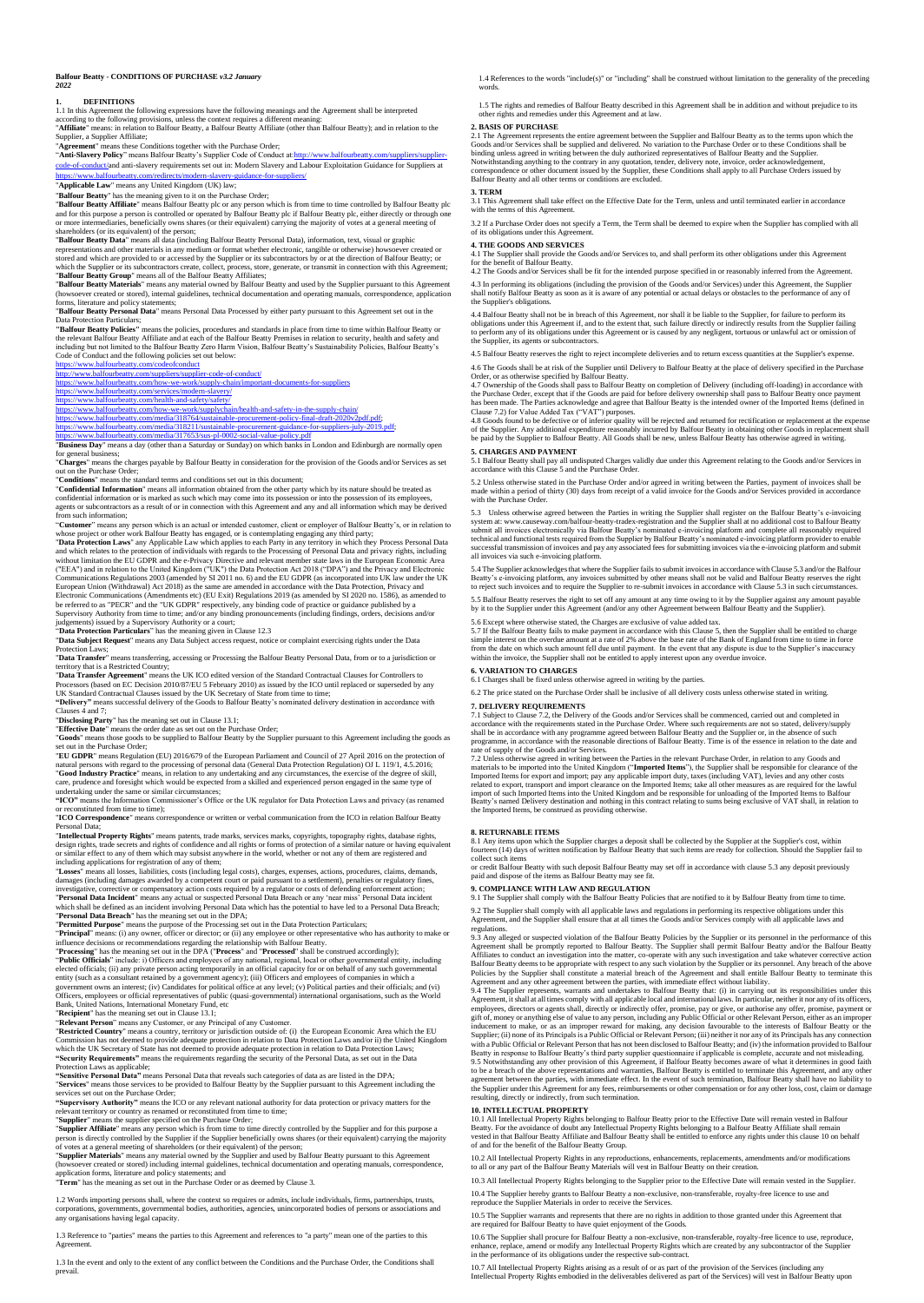**Balfour Beatty - CONDITIONS OF PURCHASE** *v3.2 January 2022*

## 1. DEFINITIONS

1.1 In this Agreement the following expressions have the following meanings and the Agreement shall be interpreted according to the following provisions, unless the context requires a different meaning:

"**Affiliate**" means: in relation to Balfour Beatty, a Balfour Beatty Affiliate (other than Balfour Beatty); and in relation to the Supplier, a Supplier Affiliate;

"**Agreement**" means these Conditions together with the Purchase Order;

"**Anti-Slavery Policy**" means Balfour Beatty's Supplier Code of Conduct at:http://www.balfourbeatty.com/suppliers/supplier-code-of-conduct/and anti-slavery requirements set out in: Modern Slavery and Labour Exploitation Guidance for Suppliers at https://www.balfourbeatty.com/redirects/modern-slavery-guidance-for-suppliers/

"**Applicable Law**" means any United Kingdom (UK) law;

"**Balfour Beatty**" has the meaning given to it on the Purchase Order;

"**Balfour Beatty Affiliate**" means Balfour Beatty plc or any person which is from time to time controlled by Balfour Beatty plc and for this purpose a person is controlled or operated by Balfour Beatty plc if Balfour Beatty plc, either directly or through one or more intermediaries, beneficially owns shares (or their equivalent) carrying the majority of votes at a general meeting of shareholders (or its equivalent) of the person;

"**Balfour Beatty Data**" means all data (including Balfour Beatty Personal Data), information, text, visual or graphic representations and other materials in any medium or format whether electronic, tangible or otherwise) howsoever created or stored and which are provided to or accessed by the Supplier or its subcontractors by or at the direction of Balfour Beatty; or which the Supplier or its subcontractors create, collect, process, store, generate, or transmit in connection with this Agreement;

"**Balfour Beatty Group**" means all of the Balfour Beatty Affiliates;

"**Balfour Beatty Materials**" means any material owned by Balfour Beatty and used by the Supplier pursuant to this Agreement (howsoever created or stored), internal guidelines, technical documentation and operating manuals, correspondence, application forms, literature and policy statements;

"**Balfour Beatty Personal Data**" means Personal Data Processed by either party pursuant to this Agreement set out in the Data Protection Particulars;

"**Balfour Beatty Policies**" means the policies, procedures and standards in place from time to time within Balfour Beatty or the relevant Balfour Beatty Affiliate and at each of the Balfour Beatty Premises in relation to security, health and safety and including but not limited to the Balfour Beatty Zero Harm Vision, Balfour Beatty's Sustainability Policies, Balfour Beatty's Code of Conduct and the following policies set out below:

https://www.balfourbeatty.com/codeofconduct
http://www.balfourbeatty.com/suppliers/supplier-code-of-conduct/
https://www.balfourbeatty.com/how-we-work/supply-chain/important-documents-for-suppliers
https://www.balfourbeatty.com/services/modern-slavery/
https://www.balfourbeatty.com/health-and-safety/safety/
https://www.balfourbeatty.com/how-we-work/supplychain/health-and-safety-in-the-supply-chain/
https://www.balfourbeatty.com/media/318764/sustainable-procurement-policy-final-draft-2020v2pdf.pdf;
https://www.balfourbeatty.com/media/318211/sustainable-procurement-guidance-for-suppliers-july-2019.pdf;
https://www.balfourbeatty.com/media/317653/sus-pl-0002-social-value-policy.pdf

"**Business Day**" means a day (other than a Saturday or Sunday) on which banks in London and Edinburgh are normally open for general business;

"**Charges**" means the charges payable by Balfour Beatty in consideration for the provision of the Goods and/or Services as set out on the Purchase Order;

"**Conditions**" means the standard terms and conditions set out in this document;

"**Confidential Information**" means all information obtained from the other party which by its nature should be treated as confidential information or is marked as such which may come into its possession or into the possession of its employees, agents or subcontractors as a result of or in connection with this Agreement and any and all information which may be derived from such information;

"**Customer**" means any person which is an actual or intended customer, client or employer of Balfour Beatty's, or in relation to whose project or other work Balfour Beatty has engaged, or is contemplating engaging any third party;

"**Data Protection Laws**" any Applicable Law which applies to each Party in any territory in which they Process Personal Data and which relates to the protection of individuals with regards to the Processing of Personal Data and privacy rights, including without limitation the EU GDPR and the e-Privacy Directive and relevant member state laws in the European Economic Area ("EEA") and in relation to the United Kingdom ("UK") the Data Protection Act 2018 ("DPA") and the Privacy and Electronic Communications Regulations 2003 (amended by SI 2011 no. 6) and the EU GDPR (as incorporated into UK law under the UK European Union (Withdrawal) Act 2018) as the same are amended in accordance with the Data Protection, Privacy and Electronic Communications (Amendments etc) (EU Exit) Regulations 2019 (as amended by SI 2020 no. 1586), as amended to be referred to as "PECR" and the "UK GDPR" respectively, any binding code of practice or guidance published by a Supervisory Authority from time to time; and/or any binding pronouncements (including findings, orders, decisions and/or judgements) issued by a Supervisory Authority or a court;

"**Data Protection Particulars**" has the meaning given in Clause 12.3

"**Data Subject Request**" means any Data Subject access request, notice or complaint exercising rights under the Data Protection Laws;

"**Data Transfer**" means transferring, accessing or Processing the Balfour Beatty Personal Data, from or to a jurisdiction or territory that is a Restricted Country;

"**Data Transfer Agreement**" means the UK ICO edited version of the Standard Contractual Clauses for Controllers to Processors (based on EC Decision 2010/87/EU 5 February 2010) as issued by the ICO until replaced or superseded by any UK Standard Contractual Clauses issued by the UK Secretary of State from time to time;

**"Delivery"** means successful delivery of the Goods to Balfour Beatty's nominated delivery destination in accordance with Clauses 4 and 7;

"**Disclosing Party**" has the meaning set out in Clause 13.1;

"**Effective Date**" means the order date as set out on the Purchase Order;

"**Goods**" means those goods to be supplied to Balfour Beatty by the Supplier pursuant to this Agreement including the goods as set out in the Purchase Order;

"**EU GDPR**" means Regulation (EU) 2016/679 of the European Parliament and Council of 27 April 2016 on the protection of natural persons with regard to the processing of personal data (General Data Protection Regulation) OJ L 119/1, 4.5.2016;

"**Good Industry Practice**" means, in relation to any undertaking and any circumstances, the exercise of the degree of skill, care, prudence and foresight which would be expected from a skilled and experienced person engaged in the same type of undertaking under the same or similar circumstances;

**"ICO"** means the Information Commissioner's Office or the UK regulator for Data Protection Laws and privacy (as renamed or reconstituted from time to time);

"**ICO Correspondence**" means correspondence or written or verbal communication from the ICO in relation Balfour Beatty Personal Data;

"**Intellectual Property Rights**" means patents, trade marks, services marks, copyrights, topography rights, database rights, design rights, trade secrets and rights of confidence and all rights or forms of protection of a similar nature or having equivalent or similar effect to any of them which may subsist anywhere in the world, whether or not any of them are registered and including applications for registration of any of them;

"**Losses**" means all losses, liabilities, costs (including legal costs), charges, expenses, actions, procedures, claims, demands, damages (including damages awarded by a competent court or paid pursuant to a settlement), penalties or regulatory fines, investigative, corrective or compensatory action costs required by a regulator or costs of defending enforcement action;

"**Personal Data Incident**" means any actual or suspected Personal Data Breach or any 'near miss' Personal Data incident which shall be defined as an incident involving Personal Data which has the potential to have led to a Personal Data Breach;

"**Personal Data Breach**" has the meaning set out in the DPA;

"**Permitted Purpose**" means the purpose of the Processing set out in the Data Protection Particulars;

"**Principal**" means: (i) any owner, officer or director; or (ii) any employee or other representative who has authority to make or influence decisions or recommendations regarding the relationship with Balfour Beatty.

"**Processing**" has the meaning set out in the DPA ("**Process**" and "**Processed**" shall be construed accordingly);

"**Public Officials**" include: i) Officers and employees of any national, regional, local or other governmental entity, including elected officials; (ii) any private person acting temporarily in an official capacity for or on behalf of any such governmental entity (such as a consultant retained by a government agency); (iii) Officers and employees of companies in which a government owns an interest; (iv) Candidates for political office at any level; (v) Political parties and their officials; and (vi) Officers, employees or official representatives of public (quasi-governmental) international organisations, such as the World Bank, United Nations, International Monetary Fund, etc

"**Recipient**" has the meaning set out in Clause 13.1;

"**Relevant Person**" means any Customer, or any Principal of any Customer.

"**Restricted Country**" means a country, territory or jurisdiction outside of: (i) the European Economic Area which the EU Commission has not deemed to provide adequate protection in relation to Data Protection Laws and/or ii) the United Kingdom which the UK Secretary of State has not deemed to provide adequate protection in relation to Data Protection Laws;

**"Security Requirements"** means the requirements regarding the security of the Personal Data, as set out in the Data Protection Laws as applicable;

**"Sensitive Personal Data"** means Personal Data that reveals such categories of data as are listed in the DPA;

"**Services**" means those services to be provided to Balfour Beatty by the Supplier pursuant to this Agreement including the services set out on the Purchase Order;

**"Supervisory Authority"** means the ICO or any relevant national authority for data protection or privacy matters for the relevant territory or country as renamed or reconstituted from time to time;

"**Supplier**" means the supplier specified on the Purchase Order;

"**Supplier Affiliate**" means any person which is from time to time directly controlled by the Supplier and for this purpose a person is directly controlled by the Supplier if the Supplier beneficially owns shares (or their equivalent) carrying the majority of votes at a general meeting of shareholders (or their equivalent) of the person;

"**Supplier Materials**" means any material owned by the Supplier and used by Balfour Beatty pursuant to this Agreement (howsoever created or stored) including internal guidelines, technical documentation and operating manuals, correspondence, application forms, literature and policy statements; and

"**Term**" has the meaning as set out in the Purchase Order or as deemed by Clause 3.

1.2 Words importing persons shall, where the context so requires or admits, include individuals, firms, partnerships, trusts, corporations, governments, governmental bodies, authorities, agencies, unincorporated bodies of persons or associations and any organisations having legal capacity.

1.3 Reference to "parties" means the parties to this Agreement and references to "a party" mean one of the parties to this Agreement.

1.3 In the event and only to the extent of any conflict between the Conditions and the Purchase Order, the Conditions shall prevail.

1.4 References to the words "include(s)" or "including" shall be construed without limitation to the generality of the preceding words.

1.5 The rights and remedies of Balfour Beatty described in this Agreement shall be in addition and without prejudice to its other rights and remedies under this Agreement and at law.

## 2. BASIS OF PURCHASE

2.1 The Agreement represents the entire agreement between the Supplier and Balfour Beatty as to the terms upon which the Goods and/or Services shall be supplied and delivered. No variation to the Purchase Order or to these Conditions shall be binding unless agreed in writing between the duly authorized representatives of Balfour Beatty and the Supplier. Notwithstanding anything to the contrary in any quotation, tender, delivery note, invoice, order acknowledgement, correspondence or other document issued by the Supplier, these Conditions shall apply to all Purchase Orders issued by Balfour Beatty and all other terms or conditions are excluded.

## 3. TERM

3.1 This Agreement shall take effect on the Effective Date for the Term, unless and until terminated earlier in accordance with the terms of this Agreement.

3.2 If a Purchase Order does not specify a Term, the Term shall be deemed to expire when the Supplier has complied with all of its obligations under this Agreement.

## 4. THE GOODS AND SERVICES

4.1 The Supplier shall provide the Goods and/or Services to, and shall perform its other obligations under this Agreement for the benefit of Balfour Beatty.

4.2 The Goods and/or Services shall be fit for the intended purpose specified in or reasonably inferred from the Agreement.

4.3 In performing its obligations (including the provision of the Goods and/or Services) under this Agreement, the Supplier shall notify Balfour Beatty as soon as it is aware of any potential or actual delays or obstacles to the performance of any of the Supplier's obligations.

4.4 Balfour Beatty shall not be in breach of this Agreement, nor shall it be liable to the Supplier, for failure to perform its obligations under this Agreement if, and to the extent that, such failure directly or indirectly results from the Supplier failing to perform any of its obligations under this Agreement or is caused by any negligent, tortuous or unlawful act or omission of the Supplier, its agents or subcontractors.

4.5 Balfour Beatty reserves the right to reject incomplete deliveries and to return excess quantities at the Supplier's expense.

4.6 The Goods shall be at risk of the Supplier until Delivery to Balfour Beatty at the place of delivery specified in the Purchase Order, or as otherwise specified by Balfour Beatty.

4.7 Ownership of the Goods shall pass to Balfour Beatty on completion of Delivery (including off-loading) in accordance with the Purchase Order, except that if the Goods are paid for before delivery ownership shall pass to Balfour Beatty once payment has been made. The Parties acknowledge and agree that Balfour Beatty is the intended owner of the Imported Items (defined in Clause 7.2) for Value Added Tax ("VAT") purposes.

4.8 Goods found to be defective or of inferior quality will be rejected and returned for rectification or replacement at the expense of the Supplier. Any additional expenditure reasonably incurred by Balfour Beatty in obtaining other Goods in replacement shall be paid by the Supplier to Balfour Beatty. All Goods shall be new, unless Balfour Beatty has otherwise agreed in writing.

## 5. CHARGES AND PAYMENT

5.1 Balfour Beatty shall pay all undisputed Charges validly due under this Agreement relating to the Goods and/or Services in accordance with this Clause 5 and the Purchase Order.

5.2 Unless otherwise stated in the Purchase Order and/or agreed in writing between the Parties, payment of invoices shall be made within a period of thirty (30) days from receipt of a valid invoice for the Goods and/or Services provided in accordance with the Purchase Order.

5.3 Unless otherwise agreed between the Parties in writing the Supplier shall register on the Balfour Beatty's e-invoicing system at: www.causeway.com/balfour-beatty-tradex-registration and the Supplier shall at no additional cost to Balfour Beatty submit all invoices electronically via Balfour Beatty's nominated e-invoicing platform and complete all reasonably required technical and functional tests required from the Supplier by Balfour Beatty's nominated e-invoicing platform provider to enable successful transmission of invoices and pay any associated fees for submitting invoices via the e-invoicing platform and submit all invoices via such e-invoicing platform.

5.4 The Supplier acknowledges that where the Supplier fails to submit invoices in accordance with Clause 5.3 and/or the Balfour Beatty's e-invoicing platform, any invoices submitted by other means shall not be valid and Balfour Beatty reserves the right to reject such invoices and to require the Supplier to re-submit invoices in accordance with Clause 5.3 in such circumstances.

5.5 Balfour Beatty reserves the right to set off any amount at any time owing to it by the Supplier against any amount payable by it to the Supplier under this Agreement (and/or any other Agreement between Balfour Beatty and the Supplier).

5.6 Except where otherwise stated, the Charges are exclusive of value added tax.

5.7 If the Balfour Beatty fails to make payment in accordance with this Clause 5, then the Supplier shall be entitled to charge simple interest on the overdue amount at a rate of 2% above the base rate of the Bank of England from time to time in force from the date on which such amount fell due until payment. In the event that any dispute is due to the Supplier's inaccuracy within the invoice, the Supplier shall not be entitled to apply interest upon any overdue invoice.

## 6. VARIATION TO CHARGES

6.1 Charges shall be fixed unless otherwise agreed in writing by the parties.

6.2 The price stated on the Purchase Order shall be inclusive of all delivery costs unless otherwise stated in writing.

## 7. DELIVERY REQUIREMENTS

7.1 Subject to Clause 7.2, the Delivery of the Goods and/or Services shall be commenced, carried out and completed in accordance with the requirements stated in the Purchase Order. Where such requirements are not so stated, delivery/supply shall be in accordance with any programme agreed between Balfour Beatty and the Supplier or, in the absence of such programme, in accordance with the reasonable directions of Balfour Beatty. Time is of the essence in relation to the date and rate of supply of the Goods and/or Services.

7.2 Unless otherwise agreed in writing between the Parties in the relevant Purchase Order, in relation to any Goods and materials to be imported into the United Kingdom ("**Imported Items**"), the Supplier shall be responsible for clearance of the Imported Items for export and import; pay any applicable import duty, levies and any other taxes (including VAT), levies and other costs related to export, transport and import clearance on the Imported Items; take all other measures as are required for the lawful import of such Imported Items into the United Kingdom and be responsible for unloading of the Imported Items to Balfour Beatty's named Delivery destination and nothing in this contract relating to sums being exclusive of VAT shall, in relation to the Imported Items, be construed as providing otherwise.

## 8. RETURNABLE ITEMS

8.1 Any items upon which the Supplier charges a deposit shall be collected by the Supplier at the Supplier's cost, within fourteen (14) days of written notification by Balfour Beatty that such items are ready for collection. Should the Supplier fail to collect such items or credit Balfour Beatty with such deposit Balfour Beatty may set off in accordance with clause 5.3 any deposit previously paid and dispose of the items as Balfour Beatty may see fit.

## 9. COMPLIANCE WITH LAW AND REGULATION

9.1 The Supplier shall comply with the Balfour Beatty Policies that are notified to it by Balfour Beatty from time to time.

9.2 The Supplier shall comply with all applicable laws and regulations in performing its respective obligations under this Agreement, and the Supplier shall ensure that at all times the Goods and/or Services comply with all applicable laws and regulations.

9.3 Any alleged or suspected violation of the Balfour Beatty Policies by the Supplier or its personnel in the performance of this Agreement shall be promptly reported to Balfour Beatty. The Supplier shall permit Balfour Beatty and/or the Balfour Beatty Affiliates to conduct an investigation into the matter, co-operate with any such investigation and take whatever corrective action Balfour Beatty deems to be appropriate with respect to any such violation by the Supplier or its personnel. Any breach of the above Policies by the Supplier shall constitute a material breach of the Agreement and shall entitle Balfour Beatty to terminate this Agreement and any other agreement between the parties, with immediate effect without liability.

9.4 The Supplier represents, warrants and undertakes to Balfour Beatty that: (i) in carrying out its responsibilities under this Agreement, it shall at all times comply with all applicable local and international laws. In particular, neither it nor any of its officers, employees, directors or agents shall, directly or indirectly offer, pay or give, or authorise any offer, promise, payment or gift of, money or anything else of value to any person, including any Public Official or other Relevant Person, either as an improper inducement to make, or as an improper reward for making, any decision favourable to the interests of Balfour Beatty or the Supplier; (ii) none of its Principals is a Public Official or Relevant Person; (iii) neither it nor any of its Principals has any connection with a Public Official or Relevant Person that has not been disclosed to Balfour Beatty; and (iv) the information provided to Balfour Beatty in response to Balfour Beatty's third party supplier questionnaire if applicable is complete, accurate and not misleading.

9.5 Notwithstanding any other provision of this Agreement, if Balfour Beatty becomes aware of what it determines in good faith to be a breach of the above representations and warranties, Balfour Beatty is entitled to terminate this Agreement, and any other agreement between the parties, with immediate effect. In the event of such termination, Balfour Beatty shall have no liability to the Supplier under this Agreement for any fees, reimbursements or other compensation or for any other loss, cost, claim or damage resulting, directly or indirectly, from such termination.

## 10. INTELLECTUAL PROPERTY

10.1 All Intellectual Property Rights belonging to Balfour Beatty prior to the Effective Date will remain vested in Balfour Beatty. For the avoidance of doubt any Intellectual Property Rights belonging to a Balfour Beatty Affiliate shall remain vested in that Balfour Beatty Affiliate and Balfour Beatty shall be entitled to enforce any rights under this clause 10 on behalf of and for the benefit of the Balfour Beatty Group.

10.2 All Intellectual Property Rights in any reproductions, enhancements, replacements, amendments and/or modifications to all or any part of the Balfour Beatty Materials will vest in Balfour Beatty on their creation.

10.3 All Intellectual Property Rights belonging to the Supplier prior to the Effective Date will remain vested in the Supplier.

10.4 The Supplier hereby grants to Balfour Beatty a non-exclusive, non-transferable, royalty-free licence to use and reproduce the Supplier Materials in order to receive the Services.

10.5 The Supplier warrants and represents that there are no rights in addition to those granted under this Agreement that are required for Balfour Beatty to have quiet enjoyment of the Goods.

10.6 The Supplier shall procure for Balfour Beatty a non-exclusive, non-transferable, royalty-free licence to use, reproduce, enhance, replace, amend or modify any Intellectual Property Rights which are created by any subcontractor of the Supplier in the performance of its obligations under the respective sub-contract.

10.7 All Intellectual Property Rights arising as a result of or as part of the provision of the Services (including any Intellectual Property Rights embodied in the deliverables delivered as part of the Services) will vest in Balfour Beatty upon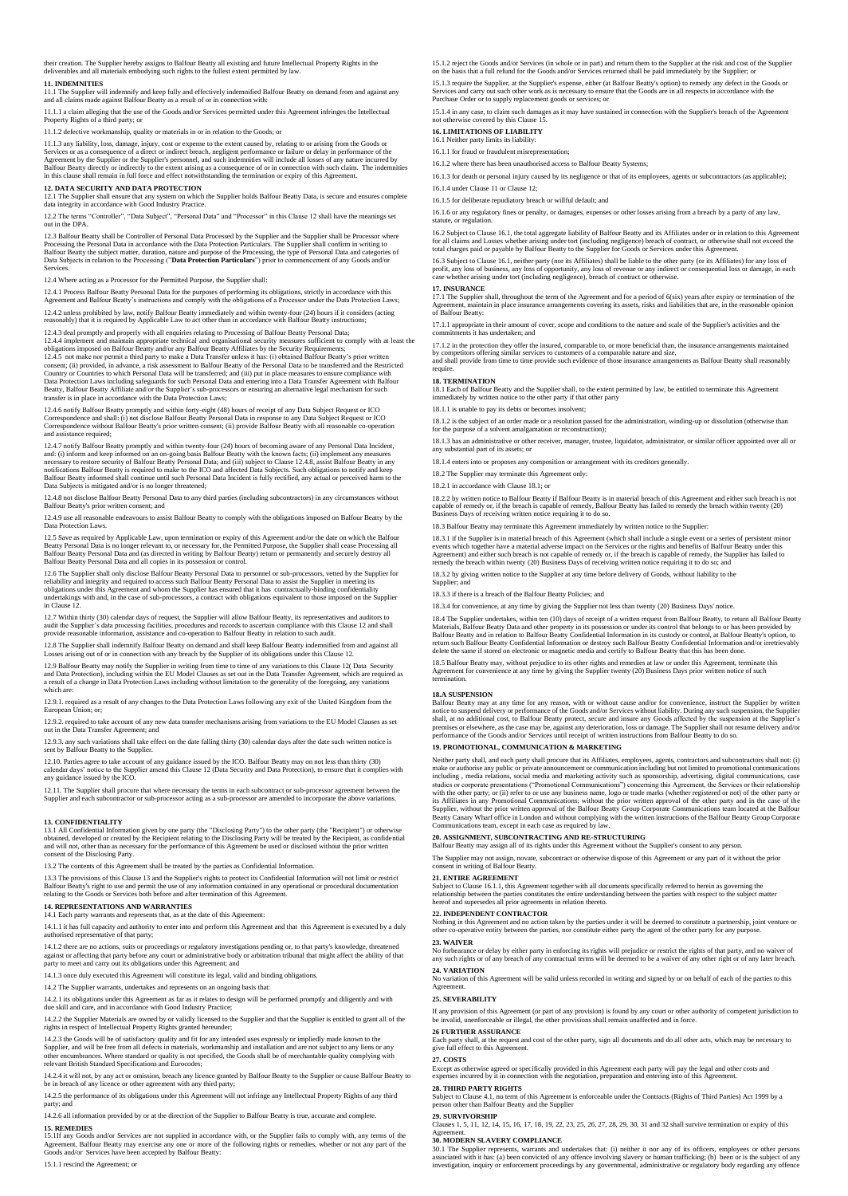their creation. The Supplier hereby assigns to Balfour Beatty all existing and future Intellectual Property Rights in the deliverables and all materials embodying such rights to the fullest extent permitted by law.

## 11. INDEMNITIES

11.1 The Supplier will indemnify and keep fully and effectively indemnified Balfour Beatty on demand from and against any and all claims made against Balfour Beatty as a result of or in connection with:

11.1.1 a claim alleging that the use of the Goods and/or Services permitted under this Agreement infringes the Intellectual Property Rights of a third party; or

11.1.2 defective workmanship, quality or materials in or in relation to the Goods; or

11.1.3 any liability, loss, damage, injury, cost or expense to the extent caused by, relating to or arising from the Goods or Services or as a consequence of a direct or indirect breach, negligent performance or failure or delay in performance of the Agreement by the Supplier or the Supplier's personnel, and such indemnities will include all losses of any nature incurred by Balfour Beatty directly or indirectly to the extent arising as a consequence of or in connection with such claim. The indemnities in this clause shall remain in full force and effect notwithstanding the termination or expiry of this Agreement.

## 12. DATA SECURITY AND DATA PROTECTION

12.1 The Supplier shall ensure that any system on which the Supplier holds Balfour Beatty Data, is secure and ensures complete data integrity in accordance with Good Industry Practice.

12.2 The terms "Controller", "Data Subject", "Personal Data" and "Processor" in this Clause 12 shall have the meanings set out in the DPA.

12.3 Balfour Beatty shall be Controller of Personal Data Processed by the Supplier and the Supplier shall be Processor where Processing the Personal Data in accordance with the Data Protection Particulars. The Supplier shall confirm in writing to Balfour Beatty the subject matter, duration, nature and purpose of the Processing, the type of Personal Data and categories of Data Subjects in relation to the Processing ("**Data Protection Particulars**") prior to commencement of any Goods and/or Services.

12.4 Where acting as a Processor for the Permitted Purpose, the Supplier shall:

12.4.1 Process Balfour Beatty Personal Data for the purposes of performing its obligations, strictly in accordance with this Agreement and Balfour Beatty's instructions and comply with the obligations of a Processor under the Data Protection Laws;

12.4.2 unless prohibited by law, notify Balfour Beatty immediately and within twenty-four (24) hours if it considers (acting reasonably) that it is required by Applicable Law to act other than in accordance with Balfour Beatty instructions;

12.4.3 deal promptly and properly with all enquiries relating to Processing of Balfour Beatty Personal Data;

12.4.4 implement and maintain appropriate technical and organisational security measures sufficient to comply with at least the obligations imposed on Balfour Beatty and/or any Balfour Beatty Affiliates by the Security Requirements;

12.4.5 not make nor permit a third party to make a Data Transfer unless it has: (i) obtained Balfour Beatty's prior written consent; (ii) provided, in advance, a risk assessment to Balfour Beatty of the Personal Data to be transferred and the Restricted Country or Countries to which Personal Data will be transferred; and (iii) put in place measures to ensure compliance with Data Protection Laws including safeguards for such Personal Data and entering into a Data Transfer Agreement with Balfour Beatty, Balfour Beatty Affiliate and/or the Supplier's sub-processors or ensuring an alternative legal mechanism for such transfer is in place in accordance with the Data Protection Laws;

12.4.6 notify Balfour Beatty promptly and within forty-eight (48) hours of receipt of any Data Subject Request or ICO Correspondence and shall: (i) not disclose Balfour Beatty Personal Data in response to any Data Subject Request or ICO Correspondence without Balfour Beatty's prior written consent; (ii) provide Balfour Beatty with all reasonable co-operation and assistance required;

12.4.7 notify Balfour Beatty promptly and within twenty-four (24) hours of becoming aware of any Personal Data Incident, and: (i) inform and keep informed on an on-going basis Balfour Beatty with the known facts; (ii) implement any measures necessary to restore security of Balfour Beatty Personal Data; and (iii) subject to Clause 12.4.8, assist Balfour Beatty in any notifications Balfour Beatty is required to make to the ICO and affected Data Subjects. Such obligations to notify and keep Balfour Beatty informed shall continue until such Personal Data Incident is fully rectified, any actual or perceived harm to the Data Subjects is mitigated and/or is no longer threatened;

12.4.8 not disclose Balfour Beatty Personal Data to any third parties (including subcontractors) in any circumstances without Balfour Beatty's prior written consent; and

12.4.9 use all reasonable endeavours to assist Balfour Beatty to comply with the obligations imposed on Balfour Beatty by the Data Protection Laws.

12.5 Save as required by Applicable Law, upon termination or expiry of this Agreement and/or the date on which the Balfour Beatty Personal Data is no longer relevant to, or necessary for, the Permitted Purpose, the Supplier shall cease Processing all Balfour Beatty Personal Data and (as directed in writing by Balfour Beatty) return or permanently and securely destroy all Balfour Beatty Personal Data and all copies in its possession or control.

12.6 The Supplier shall only disclose Balfour Beatty Personal Data to personnel or sub-processors, vetted by the Supplier for reliability and integrity and required to access such Balfour Beatty Personal Data to assist the Supplier in meeting its obligations under this Agreement and whom the Supplier has ensured that it has contractually-binding confidentiality undertakings with and, in the case of sub-processors, a contract with obligations equivalent to those imposed on the Supplier in Clause 12.

12.7 Within thirty (30) calendar days of request, the Supplier will allow Balfour Beatty, its representatives and auditors to audit the Supplier's data processing facilities, procedures and records to ascertain compliance with this Clause 12 and shall provide reasonable information, assistance and co-operation to Balfour Beatty in relation to such audit.

12.8 The Supplier shall indemnify Balfour Beatty on demand and shall keep Balfour Beatty indemnified from and against all Losses arising out of or in connection with any breach by the Supplier of its obligations under this Clause 12.

12.9 Balfour Beatty may notify the Supplier in writing from time to time of any variations to this Clause 12( Data Security and Data Protection), including within the EU Model Clauses as set out in the Data Transfer Agreement, which are required as a result of a change in Data Protection Laws including without limitation to the generality of the foregoing, any variations which are:

12.9.1. required as a result of any changes to the Data Protection Laws following any exit of the United Kingdom from the European Union; or;

12.9.2. required to take account of any new data transfer mechanisms arising from variations to the EU Model Clauses as set out in the Data Transfer Agreement; and

12.9.3. any such variations shall take effect on the date falling thirty (30) calendar days after the date such written notice is sent by Balfour Beatty to the Supplier.

12.10. Parties agree to take account of any guidance issued by the ICO. Balfour Beatty may on not less than thirty (30) calendar days' notice to the Supplier amend this Clause 12 (Data Security and Data Protection), to ensure that it complies with any guidance issued by the ICO.

12.11. The Supplier shall procure that where necessary the terms in each subcontract or sub-processor agreement between the Supplier and each subcontractor or sub-processor acting as a sub-processor are amended to incorporate the above variations.

## 13. CONFIDENTIALITY

13.1 All Confidential Information given by one party (the "Disclosing Party") to the other party (the "Recipient") or otherwise obtained, developed or created by the Recipient relating to the Disclosing Party will be treated by the Recipient, as confidential and will not, other than as necessary for the performance of this Agreement be used or disclosed without the prior written consent of the Disclosing Party.

13.2 The contents of this Agreement shall be treated by the parties as Confidential Information.

13.3 The provisions of this Clause 13 and the Supplier's rights to protect its Confidential Information will not limit or restrict Balfour Beatty's right to use and permit the use of any information contained in any operational or procedural documentation relating to the Goods or Services both before and after termination of this Agreement.

## 14. REPRESENTATIONS AND WARRANTIES

14.1 Each party warrants and represents that, as at the date of this Agreement:

14.1.1 it has full capacity and authority to enter into and perform this Agreement and that this Agreement is executed by a duly authorised representative of that party;

14.1.2 there are no actions, suits or proceedings or regulatory investigations pending or, to that party's knowledge, threatened against or affecting that party before any court or administrative body or arbitration tribunal that might affect the ability of that party to meet and carry out its obligations under this Agreement; and

14.1.3 once duly executed this Agreement will constitute its legal, valid and binding obligations.

14.2 The Supplier warrants, undertakes and represents on an ongoing basis that:

14.2.1 its obligations under this Agreement as far as it relates to design will be performed promptly and diligently and with due skill and care, and in accordance with Good Industry Practice;

14.2.2 the Supplier Materials are owned by or validly licensed to the Supplier and that the Supplier is entitled to grant all of the rights in respect of Intellectual Property Rights granted hereunder;

14.2.3 the Goods will be of satisfactory quality and fit for any intended uses expressly or impliedly made known to the Supplier, and will be free from all defects in materials, workmanship and installation and are not subject to any liens or any other encumbrances. Where standard or quality is not specified, the Goods shall be of merchantable quality complying with relevant British Standard Specifications and Eurocodes;

14.2.4 it will not, by any act or omission, breach any licence granted by Balfour Beatty to the Supplier or cause Balfour Beatty to be in breach of any licence or other agreement with any third party;

14.2.5 the performance of its obligations under this Agreement will not infringe any Intellectual Property Rights of any third party; and

14.2.6 all information provided by or at the direction of the Supplier to Balfour Beatty is true, accurate and complete.

## 15. REMEDIES

15.1If any Goods and/or Services are not supplied in accordance with, or the Supplier fails to comply with, any terms of the Agreement, Balfour Beatty may exercise any one or more of the following rights or remedies, whether or not any part of the Goods and/or Services have been accepted by Balfour Beatty:

15.1.1 rescind the Agreement; or

15.1.2 reject the Goods or Services (in whole or in part) and return them to the Supplier at the risk and cost of the Supplier on the basis that a full refund for the Goods and/or Services returned shall be paid immediately by the Supplier; or

15.1.3 require the Supplier, at the Supplier's expense, either (at Balfour Beatty's option) to remedy any defect in the Goods or Services and carry out such other work as is necessary to ensure that the Goods are in all respects in accordance with the Purchase Order or to supply replacement goods or services; or

15.1.4 in any case, to claim such damages as it may have sustained in connection with the Supplier's breach of the Agreement not otherwise covered by this Clause 15.

## 16. LIMITATIONS OF LIABILITY

16.1 Neither party limits its liability:

16.1.1 for fraud or fraudulent misrepresentation;

16.1.2 where there has been unauthorised access to Balfour Beatty Systems;

16.1.3 for death or personal injury caused by its negligence or that of its employees, agents or subcontractors (as applicable);

16.1.4 under Clause 11 or Clause 12;

16.1.5 for deliberate repudiatory breach or willful default; and

16.1.6 or any regulatory fines or penalty, or damages, expenses or other losses arising from a breach by a party of any law, statute, or regulation.

16.2 Subject to Clause 16.1, the total aggregate liability of Balfour Beatty and its Affiliates under or in relation to this Agreement for all claims and Losses whether arising under tort (including negligence) breach of contract, or otherwise shall not exceed the total charges paid or payable by Balfour Beatty to the Supplier for Goods or Services under this Agreement.

16.3 Subject to Clause 16.1, neither party (nor its Affiliates) shall be liable to the other party (or its Affiliates) for any loss of profit, any loss of business, any loss of opportunity, any loss of revenue or any indirect or consequential loss or damage, in each case whether arising under tort (including negligence), breach of contract or otherwise.

## 17. INSURANCE

17.1 The Supplier shall, throughout the term of the Agreement and for a period of 6(six) years after expiry or termination of the Agreement, maintain in place insurance arrangements covering its assets, risks and liabilities that are, in the reasonable opinion of Balfour Beatty:

17.1.1 appropriate in their amount of cover, scope and conditions to the nature and scale of the Supplier's activities and the commitments it has undertaken; and

17.1.2 in the protection they offer the insured, comparable to, or more beneficial than, the insurance arrangements maintained by competitors offering similar services to customers of a comparable nature and size,
and shall provide from time to time provide such evidence of those insurance arrangements as Balfour Beatty shall reasonably require.

## 18. TERMINATION

18.1 Each of Balfour Beatty and the Supplier shall, to the extent permitted by law, be entitled to terminate this Agreement immediately by written notice to the other party if that other party

18.1.1 is unable to pay its debts or becomes insolvent;

18.1.2 is the subject of an order made or a resolution passed for the administration, winding-up or dissolution (otherwise than for the purpose of a solvent amalgamation or reconstruction);

18.1.3 has an administrative or other receiver, manager, trustee, liquidator, administrator, or similar officer appointed over all or any substantial part of its assets; or

18.1.4 enters into or proposes any composition or arrangement with its creditors generally.

18.2 The Supplier may terminate this Agreement only:

18.2.1 in accordance with Clause 18.1; or

18.2.2 by written notice to Balfour Beatty if Balfour Beatty is in material breach of this Agreement and either such breach is not capable of remedy or, if the breach is capable of remedy, Balfour Beatty has failed to remedy the breach within twenty (20) Business Days of receiving written notice requiring it to do so.

18.3 Balfour Beatty may terminate this Agreement immediately by written notice to the Supplier:

18.3.1 if the Supplier is in material breach of this Agreement (which shall include a single event or a series of persistent minor events which together have a material adverse impact on the Services or the rights and benefits of Balfour Beatty under this Agreement) and either such breach is not capable of remedy or, if the breach is capable of remedy, the Supplier has failed to remedy the breach within twenty (20) Business Days of receiving written notice requiring it to do so; and

18.3.2 by giving written notice to the Supplier at any time before delivery of Goods, without liability to the Supplier; and

18.3.3 if there is a breach of the Balfour Beatty Policies; and

18.3.4 for convenience, at any time by giving the Supplier not less than twenty (20) Business Days' notice.

18.4 The Supplier undertakes, within ten (10) days of receipt of a written request from Balfour Beatty, to return all Balfour Beatty Materials, Balfour Beatty Data and other property in its possession or under its control that belongs to or has been provided by Balfour Beatty and in relation to Balfour Beatty Confidential Information in its custody or control, at Balfour Beatty's option, to return such Balfour Beatty Confidential Information or destroy such Balfour Beatty Confidential Information and/or irretrievably delete the same if stored on electronic or magnetic media and certify to Balfour Beatty that this has been done.

18.5 Balfour Beatty may, without prejudice to its other rights and remedies at law or under this Agreement, terminate this Agreement for convenience at any time by giving the Supplier twenty (20) Business Days prior written notice of such termination.

## 18.A SUSPENSION

Balfour Beatty may at any time for any reason, with or without cause and/or for convenience, instruct the Supplier by written notice to suspend delivery or performance of the Goods and/or Services without liability. During any such suspension, the Supplier shall, at no additional cost, to Balfour Beatty protect, secure and insure any Goods affected by the suspension at the Supplier's premises or elsewhere, as the case may be, against any deterioration, loss or damage. The Supplier shall not resume delivery and/or performance of the Goods and/or Services until receipt of written instructions from Balfour Beatty to do so.

## 19. PROMOTIONAL, COMMUNICATION & MARKETING

Neither party shall, and each party shall procure that its Affiliates, employees, agents, contractors and subcontractors shall not: (i) make or authorise any public or private announcement or communication including but not limited to promotional communications including , media relations, social media and marketing activity such as sponsorship, advertising, digital communications, case studies or corporate presentations ("Promotional Communications") concerning this Agreement, the Services or their relationship with the other party; or (ii) refer to or use any business name, logo or trade marks (whether registered or not) of the other party or its Affiliates in any Promotional Communications; without the prior written approval of the other party and in the case of the Supplier, without the prior written approval of the Balfour Beatty Group Corporate Communications team located at the Balfour Beatty Canary Wharf office in London and without complying with the written instructions of the Balfour Beatty Group Corporate Communications team, except in each case as required by law.

## 20. ASSIGNMENT, SUBCONTRACTING AND RE-STRUCTURING

Balfour Beatty may assign all of its rights under this Agreement without the Supplier's consent to any person.

The Supplier may not assign, novate, subcontract or otherwise dispose of this Agreement or any part of it without the prior consent in writing of Balfour Beatty.

## 21. ENTIRE AGREEMENT

Subject to Clause 16.1.1, this Agreement together with all documents specifically referred to herein as governing the relationship between the parties constitutes the entire understanding between the parties with respect to the subject matter hereof and supersedes all prior agreements in relation thereto.

## 22. INDEPENDENT CONTRACTOR

Nothing in this Agreement and no action taken by the parties under it will be deemed to constitute a partnership, joint venture or other co-operative entity between the parties, nor constitute either party the agent of the other party for any purpose.

## 23. WAIVER

No forbearance or delay by either party in enforcing its rights will prejudice or restrict the rights of that party, and no waiver of any such rights or of any breach of any contractual terms will be deemed to be a waiver of any other right or of any later breach.

## 24. VARIATION

No variation of this Agreement will be valid unless recorded in writing and signed by or on behalf of each of the parties to this Agreement.

## 25. SEVERABILITY

If any provision of this Agreement (or part of any provision) is found by any court or other authority of competent jurisdiction to be invalid, unenforceable or illegal, the other provisions shall remain unaffected and in force.

## 26 FURTHER ASSURANCE

Each party shall, at the request and cost of the other party, sign all documents and do all other acts, which may be necessary to give full effect to this Agreement.

## 27. COSTS

Except as otherwise agreed or specifically provided in this Agreement each party will pay the legal and other costs and expenses incurred by it in connection with the negotiation, preparation and entering into of this Agreement.

## 28. THIRD PARTY RIGHTS

Subject to Clause 4.1, no term of this Agreement is enforceable under the Contracts (Rights of Third Parties) Act 1999 by a person other than Balfour Beatty and the Supplier

## 29. SURVIVORSHIP

Clauses 1, 5, 11, 12, 14, 15, 16, 17, 18, 19, 22, 23, 25, 26, 27, 28, 29, 30, 31 and 32 shall survive termination or expiry of this Agreement.

## 30. MODERN SLAVERY COMPLIANCE

30.1 The Supplier represents, warrants and undertakes that: (i) neither it nor any of its officers, employees or other persons associated with it has: (a) been convicted of any offence involving slavery or human trafficking; (b) been or is the subject of any investigation, inquiry or enforcement proceedings by any governmental, administrative or regulatory body regarding any offence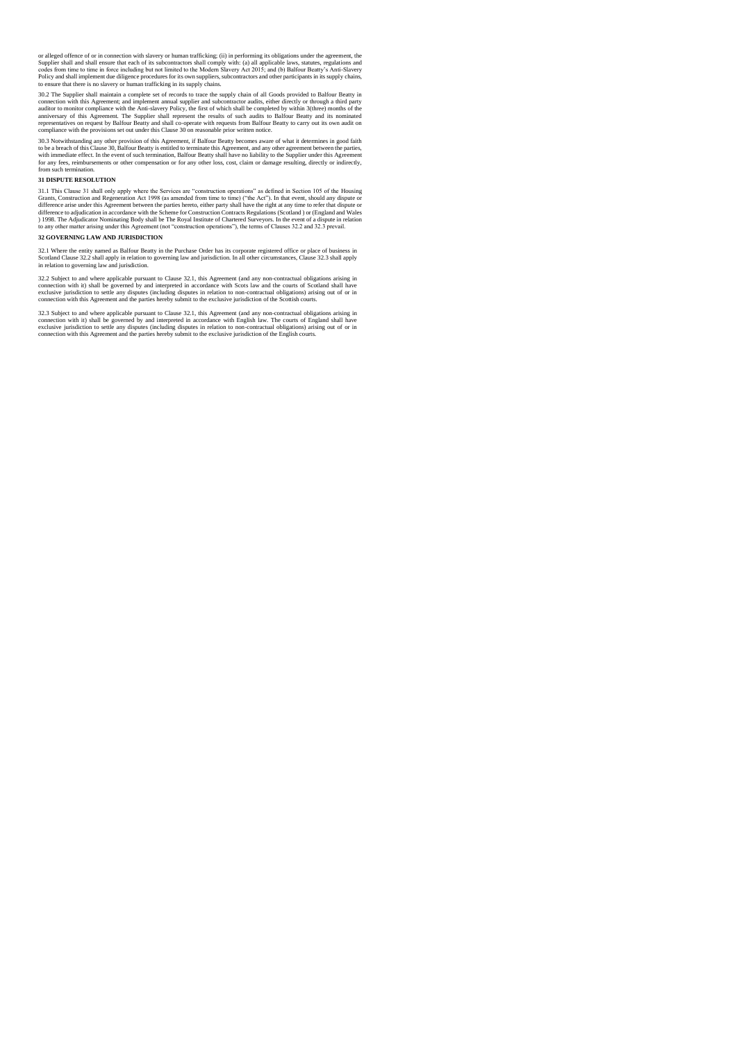or alleged offence of or in connection with slavery or human trafficking; (ii) in performing its obligations under the agreement, the Supplier shall and shall ensure that each of its subcontractors shall comply with: (a) all applicable laws, statutes, regulations and codes from time to time in force including but not limited to the Modern Slavery Act 2015; and (b) Balfour Beatty's Anti-Slavery Policy and shall implement due diligence procedures for its own suppliers, subcontractors and other participants in its supply chains, to ensure that there is no slavery or human trafficking in its supply chains.

30.2 The Supplier shall maintain a complete set of records to trace the supply chain of all Goods provided to Balfour Beatty in connection with this Agreement; and implement annual supplier and subcontractor audits, either directly or through a third party auditor to monitor compliance with the Anti-slavery Policy, the first of which shall be completed by within 3(three) months of the anniversary of this Agreement. The Supplier shall represent the results of such audits to Balfour Beatty and its nominated representatives on request by Balfour Beatty and shall co-operate with requests from Balfour Beatty to carry out its own audit on compliance with the provisions set out under this Clause 30 on reasonable prior written notice.

30.3 Notwithstanding any other provision of this Agreement, if Balfour Beatty becomes aware of what it determines in good faith to be a breach of this Clause 30, Balfour Beatty is entitled to terminate this Agreement, and any other agreement between the parties, with immediate effect. In the event of such termination, Balfour Beatty shall have no liability to the Supplier under this Agreement for any fees, reimbursements or other compensation or for any other loss, cost, claim or damage resulting, directly or indirectly, from such termination.

**31 DISPUTE RESOLUTION**

31.1 This Clause 31 shall only apply where the Services are "construction operations" as defined in Section 105 of the Housing Grants, Construction and Regeneration Act 1998 (as amended from time to time) ("the Act"). In that event, should any dispute or difference arise under this Agreement between the parties hereto, either party shall have the right at any time to refer that dispute or difference to adjudication in accordance with the Scheme for Construction Contracts Regulations (Scotland ) or (England and Wales ) 1998. The Adjudicator Nominating Body shall be The Royal Institute of Chartered Surveyors. In the event of a dispute in relation to any other matter arising under this Agreement (not "construction operations"), the terms of Clauses 32.2 and 32.3 prevail.

**32 GOVERNING LAW AND JURISDICTION**

32.1 Where the entity named as Balfour Beatty in the Purchase Order has its corporate registered office or place of business in Scotland Clause 32.2 shall apply in relation to governing law and jurisdiction. In all other circumstances, Clause 32.3 shall apply in relation to governing law and jurisdiction.

32.2 Subject to and where applicable pursuant to Clause 32.1, this Agreement (and any non-contractual obligations arising in connection with it) shall be governed by and interpreted in accordance with Scots law and the courts of Scotland shall have exclusive jurisdiction to settle any disputes (including disputes in relation to non-contractual obligations) arising out of or in connection with this Agreement and the parties hereby submit to the exclusive jurisdiction of the Scottish courts.

32.3 Subject to and where applicable pursuant to Clause 32.1, this Agreement (and any non-contractual obligations arising in connection with it) shall be governed by and interpreted in accordance with English law. The courts of England shall have exclusive jurisdiction to settle any disputes (including disputes in relation to non-contractual obligations) arising out of or in connection with this Agreement and the parties hereby submit to the exclusive jurisdiction of the English courts.